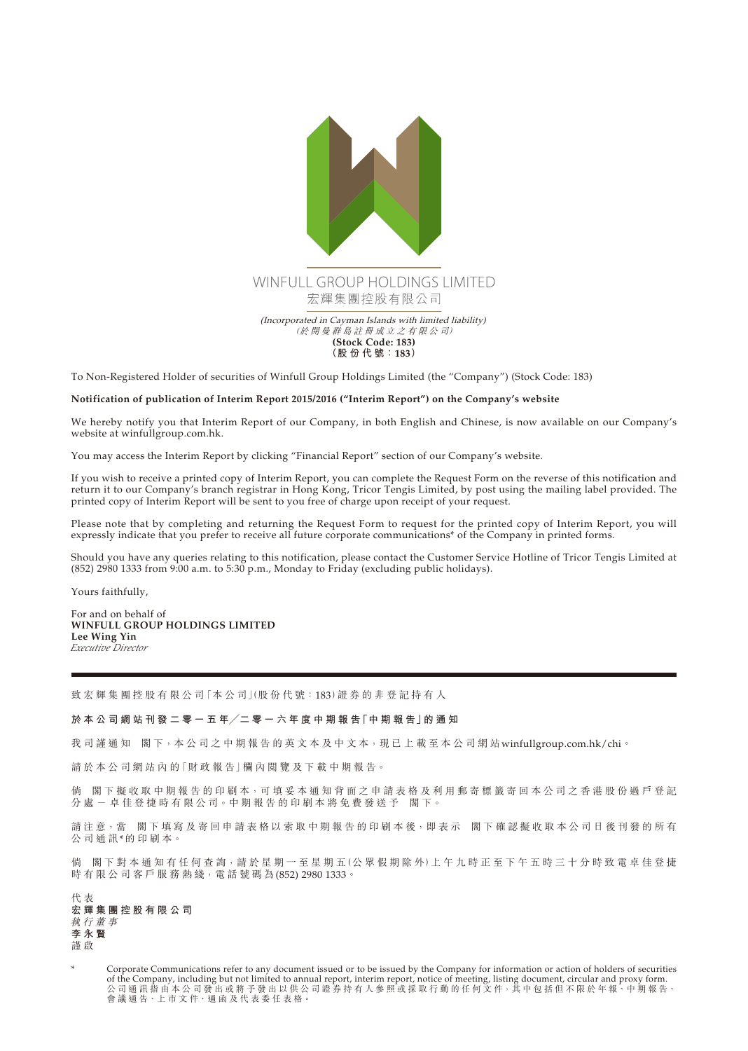WINFULL GROUP HOLDINGS LIMITED

宏輝集團控股有限公司

*(Incorporated in Cayman Islands with limited liability)*

*(於開曼群島註冊成立之有限公司)*

**(Stock Code: 183)**

**(股份代號：183)**

To Non-Registered Holder of securities of Winfull Group Holdings Limited (the "Company") (Stock Code: 183)

**Notification of publication of Interim Report 2015/2016 ("Interim Report") on the Company's website**

We hereby notify you that Interim Report of our Company, in both English and Chinese, is now available on our Company's website at winfullgroup.com.hk.

You may access the Interim Report by clicking "Financial Report" section of our Company's website.

If you wish to receive a printed copy of Interim Report, you can complete the Request Form on the reverse of this notification and return it to our Company's branch registrar in Hong Kong, Tricor Tengis Limited, by post using the mailing label provided. The printed copy of Interim Report will be sent to you free of charge upon receipt of your request.

Please note that by completing and returning the Request Form to request for the printed copy of Interim Report, you will expressly indicate that you prefer to receive all future corporate communications* of the Company in printed forms.

Should you have any queries relating to this notification, please contact the Customer Service Hotline of Tricor Tengis Limited at (852) 2980 1333 from 9:00 a.m. to 5:30 p.m., Monday to Friday (excluding public holidays).

Yours faithfully,

For and on behalf of
**WINFULL GROUP HOLDINGS LIMITED**
**Lee Wing Yin**
*Executive Director*

---

致宏輝集團控股有限公司「本公司」(股份代號：183)證券的非登記持有人

**於本公司網站刊發二零一五年╱二零一六年度中期報告「中期報告」的通知**

我司謹通知　閣下，本公司之中期報告的英文本及中文本，現已上載至本公司網站winfullgroup.com.hk/chi。

請於本公司網站內的「財政報告」欄內閱覽及下載中期報告。

倘　閣下擬收取中期報告的印刷本，可填妥本通知背面之申請表格及利用郵寄標籤寄回本公司之香港股份過戶登記分處－卓佳登捷時有限公司。中期報告的印刷本將免費發送予　閣下。

請注意，當　閣下填寫及寄回申請表格以索取中期報告的印刷本後，即表示　閣下確認擬收取本公司日後刊發的所有公司通訊*的印刷本。

倘　閣下對本通知有任何查詢，請於星期一至星期五(公眾假期除外)上午九時正至下午五時三十分時致電卓佳登捷時有限公司客戶服務熱綫，電話號碼為(852) 2980 1333。

代表
**宏輝集團控股有限公司**
*執行董事*
**李永賢**
謹啟

\* Corporate Communications refer to any document issued or to be issued by the Company for information or action of holders of securities of the Company, including but not limited to annual report, interim report, notice of meeting, listing document, circular and proxy form.
公司通訊指由本公司發出或將予發出以供公司證券持有人參照或採取行動的任何文件，其中包括但不限於年報、中期報告、會議通告、上市文件、通函及代表委任表格。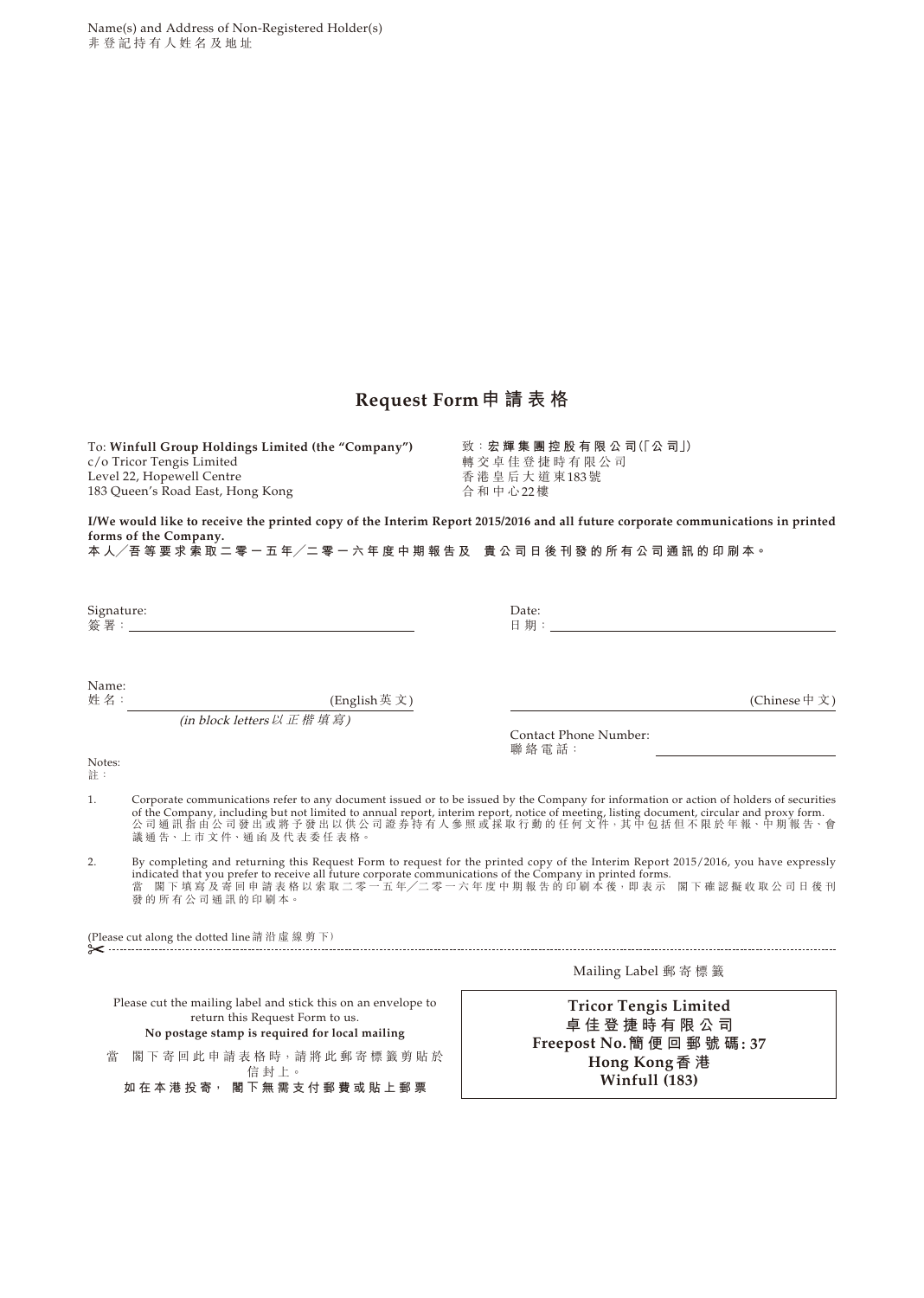Name(s) and Address of Non-Registered Holder(s)
非登記持有人姓名及地址

# Request Form 申請表格

To: **Winfull Group Holdings Limited (the "Company")**
c/o Tricor Tengis Limited
Level 22, Hopewell Centre
183 Queen's Road East, Hong Kong

致：**宏輝集團控股有限公司(「公司」)**
轉交卓佳登捷時有限公司
香港皇后大道東183號
合和中心22樓

**I/We would like to receive the printed copy of the Interim Report 2015/2016 and all future corporate communications in printed forms of the Company.**
**本人╱吾等要求索取二零一五年╱二零一六年度中期報告及 貴公司日後刊發的所有公司通訊的印刷本。**

Signature:
簽署：______________________

Date:
日期：______________________

Name:
姓名：______________________ (English 英文)
*(in block letters 以正楷填寫)*

______________________ (Chinese 中文)

Contact Phone Number:
聯絡電話：______________________

Notes:
註：

1. Corporate communications refer to any document issued or to be issued by the Company for information or action of holders of securities of the Company, including but not limited to annual report, interim report, notice of meeting, listing document, circular and proxy form.
公司通訊指由公司發出或將予發出以供公司證券持有人參照或採取行動的任何文件，其中包括但不限於年報、中期報告、會議通告、上市文件、通函及代表委任表格。

2. By completing and returning this Request Form to request for the printed copy of the Interim Report 2015/2016, you have expressly indicated that you prefer to receive all future corporate communications of the Company in printed forms.
當 閣下填寫及寄回申請表格以索取二零一五年╱二零一六年度中期報告的印刷本後，即表示 閣下確認擬收取公司日後刊發的所有公司通訊的印刷本。

(Please cut along the dotted line 請沿虛線剪下)

Mailing Label 郵寄標籤

Please cut the mailing label and stick this on an envelope to return this Request Form to us.
**No postage stamp is required for local mailing**

當 閣下寄回此申請表格時，請將此郵寄標籤剪貼於信封上。
**如在本港投寄， 閣下無需支付郵費或貼上郵票**

**Tricor Tengis Limited**
**卓佳登捷時有限公司**
**Freepost No. 簡便回郵號碼: 37**
**Hong Kong 香港**
**Winfull (183)**